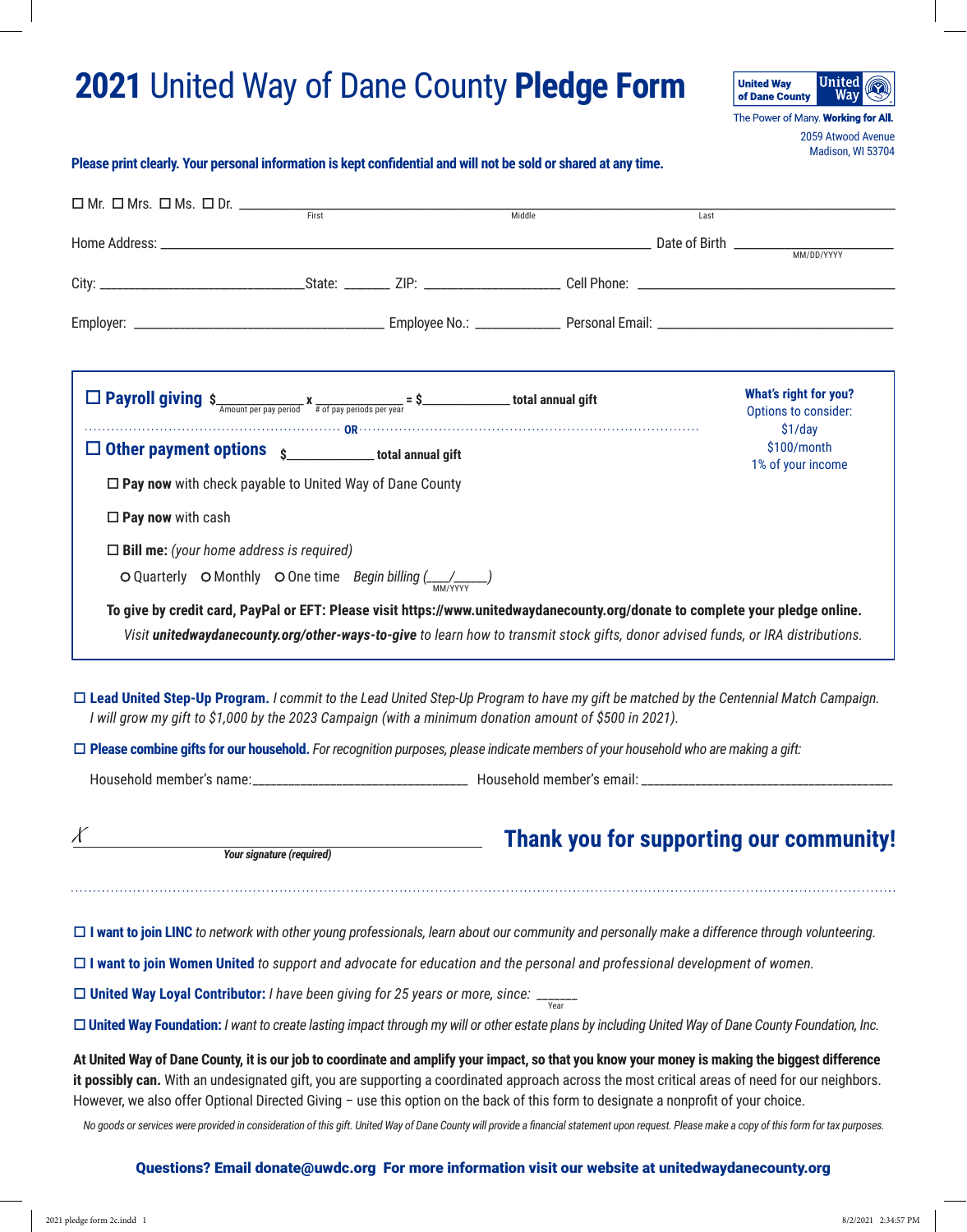# 2021 United Way of Dane County **Pledge Form**

United Way of Dane County

The Power of Many. **Working for All.**

2059 Atwood Avenue
Madison, WI 53704

**Please print clearly. Your personal information is kept confidential and will not be sold or shared at any time.**

☐ Mr. ☐ Mrs. ☐ Ms. ☐ Dr. ______________________ First ______________________ Middle ______________________ Last

Home Address: ____________________________________________ Date of Birth ______________ MM/DD/YYYY

City: ______________________ State: _______ ZIP: ______________ Cell Phone: ______________________

Employer: ______________________ Employee No.: ____________ Personal Email: ______________________

☐ **Payroll giving** $____________ Amount per pay period x ____________ # of pay periods per year = $____________ **total annual gift**

**OR**

☐ **Other payment options** $____________ **total annual gift**

☐ **Pay now** with check payable to United Way of Dane County

☐ **Pay now** with cash

☐ **Bill me:** *(your home address is required)*

○ Quarterly ○ Monthly ○ One time *Begin billing (___/_____)* MM/YYYY

**What's right for you?**
Options to consider:
$1/day
$100/month
1% of your income

**To give by credit card, PayPal or EFT: Please visit https://www.unitedwaydanecounty.org/donate to complete your pledge online.**

*Visit* ***unitedwaydanecounty.org/other-ways-to-give*** *to learn how to transmit stock gifts, donor advised funds, or IRA distributions.*

☐ **Lead United Step-Up Program.** *I commit to the Lead United Step-Up Program to have my gift be matched by the Centennial Match Campaign. I will grow my gift to $1,000 by the 2023 Campaign (with a minimum donation amount of $500 in 2021).*

☐ **Please combine gifts for our household.** *For recognition purposes, please indicate members of your household who are making a gift:*

Household member's name: ______________________ Household member's email: ______________________

X ____________________________________________
***Your signature (required)***

## Thank you for supporting our community!

☐ **I want to join LINC** *to network with other young professionals, learn about our community and personally make a difference through volunteering.*

☐ **I want to join Women United** *to support and advocate for education and the personal and professional development of women.*

☐ **United Way Loyal Contributor:** *I have been giving for 25 years or more, since:* ______ Year

☐ **United Way Foundation:** *I want to create lasting impact through my will or other estate plans by including United Way of Dane County Foundation, Inc.*

**At United Way of Dane County, it is our job to coordinate and amplify your impact, so that you know your money is making the biggest difference it possibly can.** With an undesignated gift, you are supporting a coordinated approach across the most critical areas of need for our neighbors. However, we also offer Optional Directed Giving – use this option on the back of this form to designate a nonprofit of your choice.

*No goods or services were provided in consideration of this gift. United Way of Dane County will provide a financial statement upon request. Please make a copy of this form for tax purposes.*

**Questions? Email donate@uwdc.org For more information visit our website at unitedwaydanecounty.org**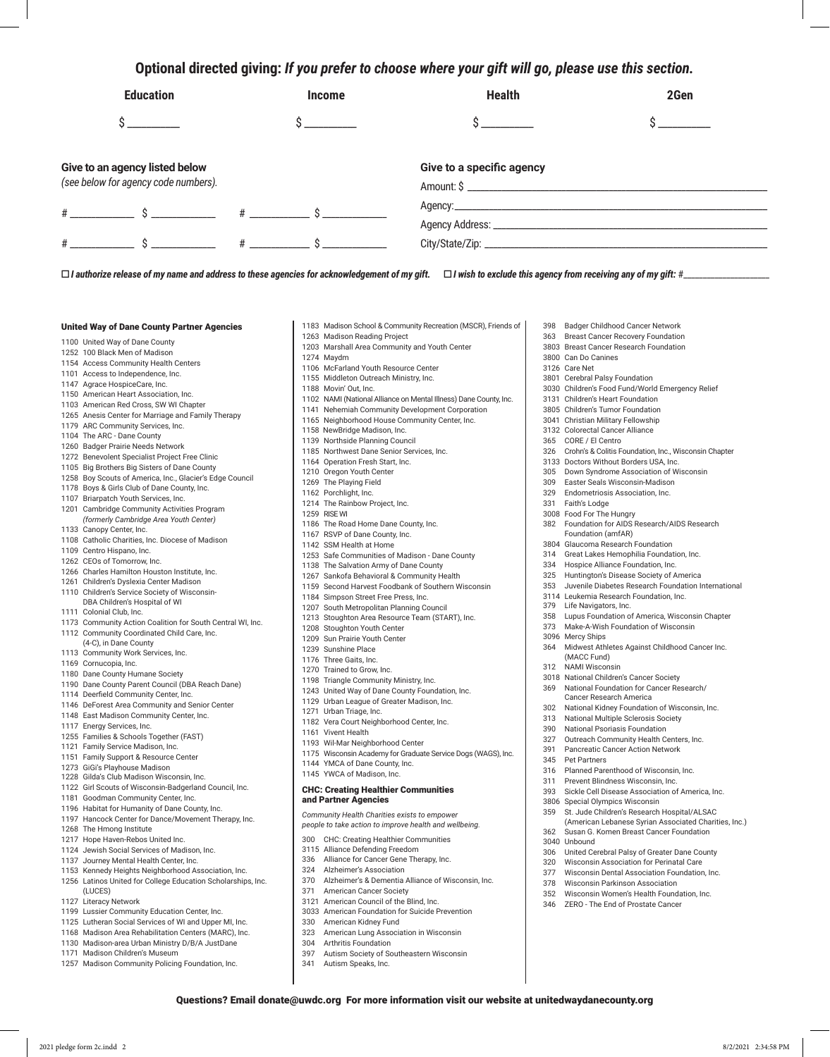## Optional directed giving: *If you prefer to choose where your gift will go, please use this section.*

| Education | Income | Health | 2Gen |
|---|---|---|---|
| $ ________ | $ ________ | $ ________ | $ ________ |

**Give to an agency listed below**
*(see below for agency code numbers).*

\# ____________ $ ____________ # ____________ $ ____________

\# ____________ $ ____________ # ____________ $ ____________

**Give to a specific agency**

Amount: $ ______________________________

Agency: ______________________________

Agency Address: ______________________________

City/State/Zip: ______________________________

☐ ***I authorize release of my name and address to these agencies for acknowledgement of my gift.*** ☐ ***I wish to exclude this agency from receiving any of my gift:*** #____________

### United Way of Dane County Partner Agencies

1100 United Way of Dane County
1252 100 Black Men of Madison
1154 Access Community Health Centers
1101 Access to Independence, Inc.
1147 Agrace HospiceCare, Inc.
1150 American Heart Association, Inc.
1103 American Red Cross, SW WI Chapter
1265 Anesis Center for Marriage and Family Therapy
1179 ARC Community Services, Inc.
1104 The ARC - Dane County
1260 Badger Prairie Needs Network
1272 Benevolent Specialist Project Free Clinic
1105 Big Brothers Big Sisters of Dane County
1258 Boy Scouts of America, Inc., Glacier's Edge Council
1178 Boys & Girls Club of Dane County, Inc.
1107 Briarpatch Youth Services, Inc.
1201 Cambridge Community Activities Program *(formerly Cambridge Area Youth Center)*
1133 Canopy Center, Inc.
1108 Catholic Charities, Inc. Diocese of Madison
1109 Centro Hispano, Inc.
1262 CEOs of Tomorrow, Inc.
1266 Charles Hamilton Houston Institute, Inc.
1261 Children's Dyslexia Center Madison
1110 Children's Service Society of Wisconsin-DBA Children's Hospital of WI
1111 Colonial Club, Inc.
1173 Community Action Coalition for South Central WI, Inc.
1112 Community Coordinated Child Care, Inc. (4-C), in Dane County
1113 Community Work Services, Inc.
1169 Cornucopia, Inc.
1180 Dane County Humane Society
1190 Dane County Parent Council (DBA Reach Dane)
1114 Deerfield Community Center, Inc.
1146 DeForest Area Community and Senior Center
1148 East Madison Community Center, Inc.
1117 Energy Services, Inc.
1255 Families & Schools Together (FAST)
1121 Family Service Madison, Inc.
1151 Family Support & Resource Center
1273 GiGi's Playhouse Madison
1228 Gilda's Club Madison Wisconsin, Inc.
1122 Girl Scouts of Wisconsin-Badgerland Council, Inc.
1181 Goodman Community Center, Inc.
1196 Habitat for Humanity of Dane County, Inc.
1197 Hancock Center for Dance/Movement Therapy, Inc.
1268 The Hmong Institute
1217 Hope Haven-Rebos United Inc.
1124 Jewish Social Services of Madison, Inc.
1137 Journey Mental Health Center, Inc.
1153 Kennedy Heights Neighborhood Association, Inc.
1256 Latinos United for College Education Scholarships, Inc. (LUCES)
1127 Literacy Network
1199 Lussier Community Education Center, Inc.
1125 Lutheran Social Services of WI and Upper MI, Inc.
1168 Madison Area Rehabilitation Centers (MARC), Inc.
1130 Madison-area Urban Ministry D/B/A JustDane
1171 Madison Children's Museum
1257 Madison Community Policing Foundation, Inc.
1183 Madison School & Community Recreation (MSCR), Friends of
1263 Madison Reading Project
1203 Marshall Area Community and Youth Center
1274 Maydm
1106 McFarland Youth Resource Center
1155 Middleton Outreach Ministry, Inc.
1188 Movin' Out, Inc.
1102 NAMI (National Alliance on Mental Illness) Dane County, Inc.
1141 Nehemiah Community Development Corporation
1165 Neighborhood House Community Center, Inc.
1158 NewBridge Madison, Inc.
1139 Northside Planning Council
1185 Northwest Dane Senior Services, Inc.
1164 Operation Fresh Start, Inc.
1210 Oregon Youth Center
1269 The Playing Field
1162 Porchlight, Inc.
1214 The Rainbow Project, Inc.
1259 RISE WI
1186 The Road Home Dane County, Inc.
1167 RSVP of Dane County, Inc.
1142 SSM Health at Home
1253 Safe Communities of Madison - Dane County
1138 The Salvation Army of Dane County
1267 Sankofa Behavioral & Community Health
1159 Second Harvest Foodbank of Southern Wisconsin
1184 Simpson Street Free Press, Inc.
1207 South Metropolitan Planning Council
1213 Stoughton Area Resource Team (START), Inc.
1208 Stoughton Youth Center
1209 Sun Prairie Youth Center
1239 Sunshine Place
1176 Three Gaits, Inc.
1270 Trained to Grow, Inc.
1198 Triangle Community Ministry, Inc.
1243 United Way of Dane County Foundation, Inc.
1129 Urban League of Greater Madison, Inc.
1271 Urban Triage, Inc.
1182 Vera Court Neighborhood Center, Inc.
1161 Vivent Health
1193 Wil-Mar Neighborhood Center
1175 Wisconsin Academy for Graduate Service Dogs (WAGS), Inc.
1144 YMCA of Dane County, Inc.
1145 YWCA of Madison, Inc.

### CHC: Creating Healthier Communities and Partner Agencies

*Community Health Charities exists to empower people to take action to improve health and wellbeing.*

300 CHC: Creating Healthier Communities
3115 Alliance Defending Freedom
336 Alliance for Cancer Gene Therapy, Inc.
324 Alzheimer's Association
370 Alzheimer's & Dementia Alliance of Wisconsin, Inc.
371 American Cancer Society
3121 American Council of the Blind, Inc.
3033 American Foundation for Suicide Prevention
330 American Kidney Fund
323 American Lung Association in Wisconsin
304 Arthritis Foundation
397 Autism Society of Southeastern Wisconsin
341 Autism Speaks, Inc.
398 Badger Childhood Cancer Network
363 Breast Cancer Recovery Foundation
3803 Breast Cancer Research Foundation
3800 Can Do Canines
3126 Care Net
3801 Cerebral Palsy Foundation
3030 Children's Food Fund/World Emergency Relief
3131 Children's Heart Foundation
3805 Children's Tumor Foundation
3041 Christian Military Fellowship
3132 Colorectal Cancer Alliance
365 CORE / El Centro
326 Crohn's & Colitis Foundation, Inc., Wisconsin Chapter
3133 Doctors Without Borders USA, Inc.
305 Down Syndrome Association of Wisconsin
309 Easter Seals Wisconsin-Madison
329 Endometriosis Association, Inc.
331 Faith's Lodge
3008 Food For The Hungry
382 Foundation for AIDS Research/AIDS Research Foundation (amfAR)
3804 Glaucoma Research Foundation
314 Great Lakes Hemophilia Foundation, Inc.
334 Hospice Alliance Foundation, Inc.
325 Huntington's Disease Society of America
353 Juvenile Diabetes Research Foundation International
3114 Leukemia Research Foundation, Inc.
379 Life Navigators, Inc.
358 Lupus Foundation of America, Wisconsin Chapter
373 Make-A-Wish Foundation of Wisconsin
3096 Mercy Ships
364 Midwest Athletes Against Childhood Cancer Inc. (MACC Fund)
312 NAMI Wisconsin
3018 National Children's Cancer Society
369 National Foundation for Cancer Research/ Cancer Research America
302 National Kidney Foundation of Wisconsin, Inc.
313 National Multiple Sclerosis Society
390 National Psoriasis Foundation
327 Outreach Community Health Centers, Inc.
391 Pancreatic Cancer Action Network
345 Pet Partners
316 Planned Parenthood of Wisconsin, Inc.
311 Prevent Blindness Wisconsin, Inc.
393 Sickle Cell Disease Association of America, Inc.
3806 Special Olympics Wisconsin
359 St. Jude Children's Research Hospital/ALSAC (American Lebanese Syrian Associated Charities, Inc.)
362 Susan G. Komen Breast Cancer Foundation
3040 Unbound
306 United Cerebral Palsy of Greater Dane County
320 Wisconsin Association for Perinatal Care
377 Wisconsin Dental Association Foundation, Inc.
378 Wisconsin Parkinson Association
352 Wisconsin Women's Health Foundation, Inc.
346 ZERO - The End of Prostate Cancer

**Questions? Email donate@uwdc.org For more information visit our website at unitedwaydanecounty.org**